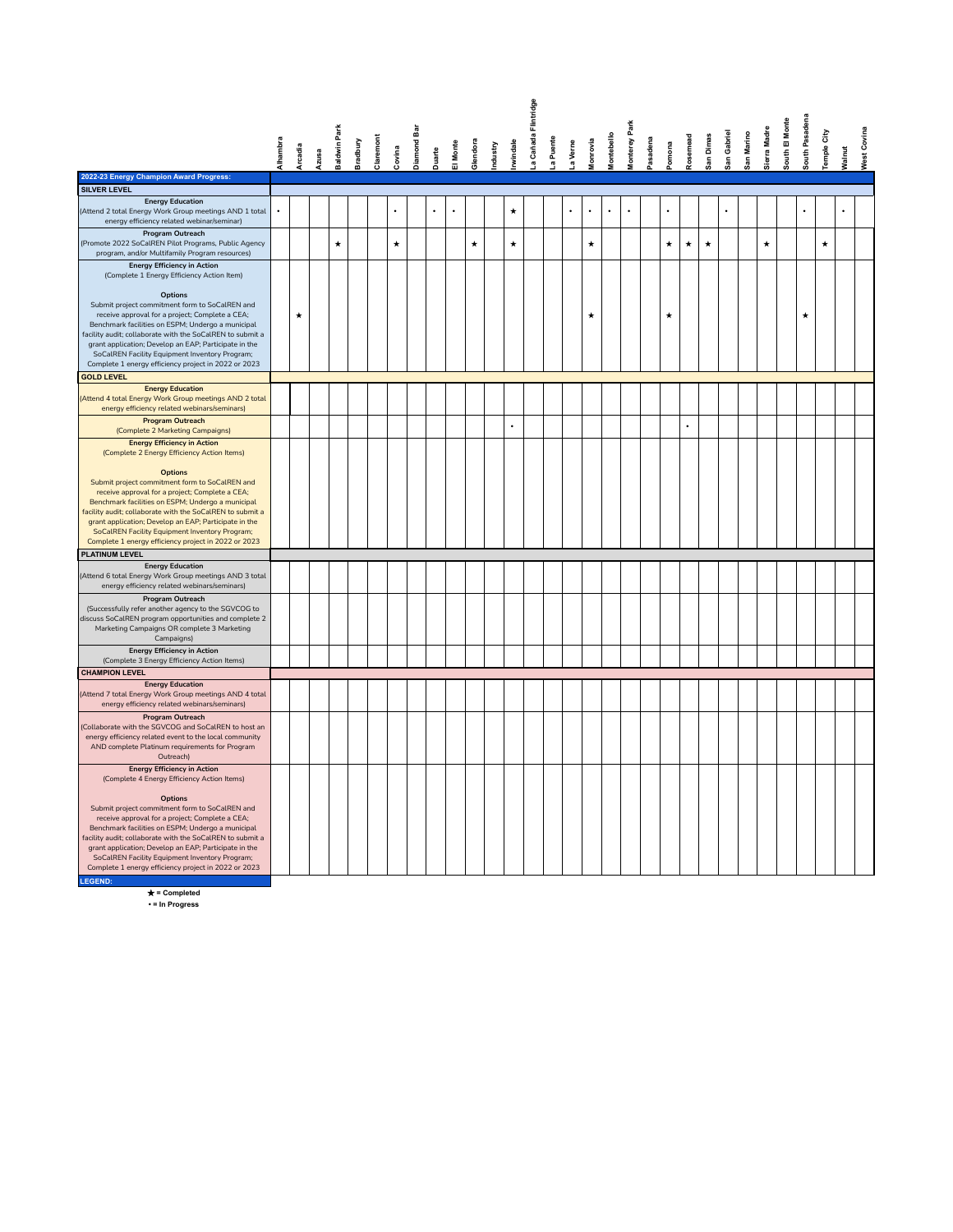| | Alhambra | Arcadia | Azusa | Baldwin Park | Bradbury | Claremont | Covina | Diamond Bar | Duarte | El Monte | Glendora | Industry | Irwindale | La Cañada Flintridge | La Puente | La Verne | Monrovia | Montebello | Monterey Park | Pasadena | Pomona | Rosemead | San Dimas | San Gabriel | San Marino | Sierra Madre | South El Monte | South Pasadena | Temple City | Walnut | West Covina |
|---|---|---|---|---|---|---|---|---|---|---|---|---|---|---|---|---|---|---|---|---|---|---|---|---|---|---|---|---|---|---|---|
| **2022-23 Energy Champion Award Progress:** | | | | | | | | | | | | | | | | | | | | | | | | | | | | | | | |
| **SILVER LEVEL** | | | | | | | | | | | | | | | | | | | | | | | | | | | | | | | |
| **Energy Education** (Attend 2 total Energy Work Group meetings AND 1 total energy efficiency related webinar/seminar) | • | | | | | | • | | • | • | | | ★ | | | • | • | • | • | | • | | | • | | | | • | | • | |
| **Program Outreach** (Promote 2022 SoCalREN Pilot Programs, Public Agency program, and/or Multifamily Program resources) | | | | ★ | | | ★ | | | | ★ | | ★ | | | | ★ | | | | ★ | ★ | ★ | | | ★ | | | ★ | | |
| **Energy Efficiency in Action** (Complete 1 Energy Efficiency Action Item)<br><br>**Options**<br>Submit project commitment form to SoCalREN and receive approval for a project; Complete a CEA; Benchmark facilities on ESPM; Undergo a municipal facility audit; collaborate with the SoCalREN to submit a grant application; Develop an EAP; Participate in the SoCalREN Facility Equipment Inventory Program; Complete 1 energy efficiency project in 2022 or 2023 | | ★ | | | | | | | | | | | | | | | ★ | | | | ★ | | | | | | | ★ | | | |
| **GOLD LEVEL** | | | | | | | | | | | | | | | | | | | | | | | | | | | | | | | |
| **Energy Education** (Attend 4 total Energy Work Group meetings AND 2 total energy efficiency related webinars/seminars) | | | | | | | | | | | | | | | | | | | | | | | | | | | | | | | |
| **Program Outreach** (Complete 2 Marketing Campaigns) | | | | | | | | | | | | | • | | | | | | | | | • | | | | | | | | | |
| **Energy Efficiency in Action** (Complete 2 Energy Efficiency Action Items)<br><br>**Options**<br>Submit project commitment form to SoCalREN and receive approval for a project; Complete a CEA; Benchmark facilities on ESPM; Undergo a municipal facility audit; collaborate with the SoCalREN to submit a grant application; Develop an EAP; Participate in the SoCalREN Facility Equipment Inventory Program; Complete 1 energy efficiency project in 2022 or 2023 | | | | | | | | | | | | | | | | | | | | | | | | | | | | | | | |
| **PLATINUM LEVEL** | | | | | | | | | | | | | | | | | | | | | | | | | | | | | | | |
| **Energy Education** (Attend 6 total Energy Work Group meetings AND 3 total energy efficiency related webinars/seminars) | | | | | | | | | | | | | | | | | | | | | | | | | | | | | | | |
| **Program Outreach** (Successfully refer another agency to the SGVCOG to discuss SoCalREN program opportunities and complete 2 Marketing Campaigns OR complete 3 Marketing Campaigns) | | | | | | | | | | | | | | | | | | | | | | | | | | | | | | | |
| **Energy Efficiency in Action** (Complete 3 Energy Efficiency Action Items) | | | | | | | | | | | | | | | | | | | | | | | | | | | | | | | |
| **CHAMPION LEVEL** | | | | | | | | | | | | | | | | | | | | | | | | | | | | | | | |
| **Energy Education** (Attend 7 total Energy Work Group meetings AND 4 total energy efficiency related webinars/seminars) | | | | | | | | | | | | | | | | | | | | | | | | | | | | | | | |
| **Program Outreach** (Collaborate with the SGVCOG and SoCalREN to host an energy efficiency related event to the local community AND complete Platinum requirements for Program Outreach) | | | | | | | | | | | | | | | | | | | | | | | | | | | | | | | |
| **Energy Efficiency in Action** (Complete 4 Energy Efficiency Action Items)<br><br>**Options**<br>Submit project commitment form to SoCalREN and receive approval for a project; Complete a CEA; Benchmark facilities on ESPM; Undergo a municipal facility audit; collaborate with the SoCalREN to submit a grant application; Develop an EAP; Participate in the SoCalREN Facility Equipment Inventory Program; Complete 1 energy efficiency project in 2022 or 2023 | | | | | | | | | | | | | | | | | | | | | | | | | | | | | | | |

**LEGEND:**

★ = Completed

• = In Progress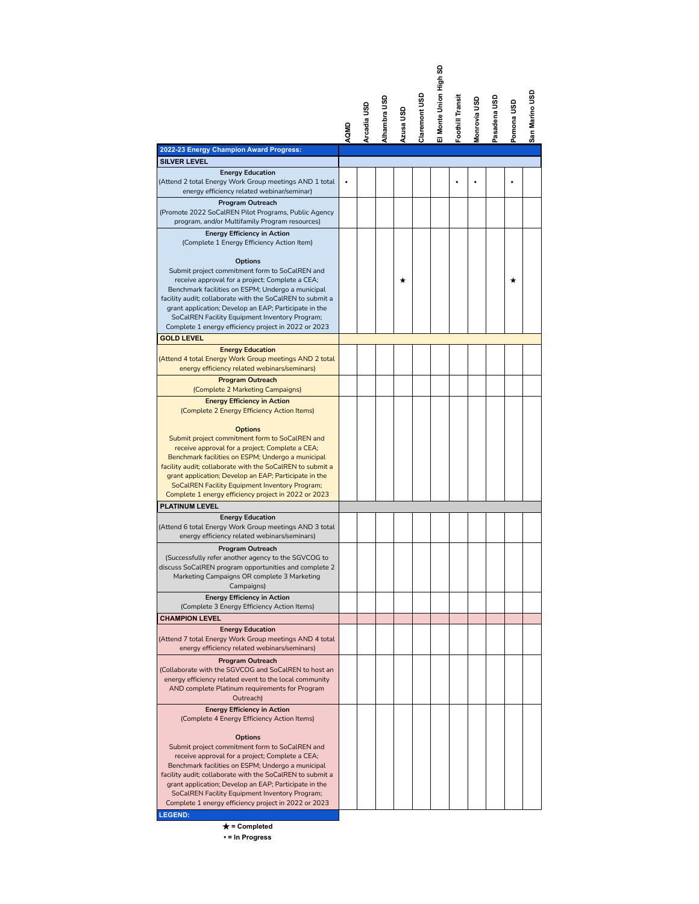| | AQMD | Arcadia USD | Alhambra USD | Azusa USD | Claremont USD | El Monte Union High SD | Foothill Transit | Monrovia USD | Pasadena USD | Pomona USD | San Marino USD |
|---|---|---|---|---|---|---|---|---|---|---|---|
| **2022-23 Energy Champion Award Progress:** | | | | | | | | | | | |
| **SILVER LEVEL** | | | | | | | | | | | |
| **Energy Education** (Attend 2 total Energy Work Group meetings AND 1 total energy efficiency related webinar/seminar) | • | | | | | | • | • | | • | |
| **Program Outreach** (Promote 2022 SoCalREN Pilot Programs, Public Agency program, and/or Multifamily Program resources) | | | | | | | | | | | |
| **Energy Efficiency in Action** (Complete 1 Energy Efficiency Action Item) **Options** Submit project commitment form to SoCalREN and receive approval for a project; Complete a CEA; Benchmark facilities on ESPM; Undergo a municipal facility audit; collaborate with the SoCalREN to submit a grant application; Develop an EAP; Participate in the SoCalREN Facility Equipment Inventory Program; Complete 1 energy efficiency project in 2022 or 2023 | | | | ★ | | | | | | ★ | |
| **GOLD LEVEL** | | | | | | | | | | | |
| **Energy Education** (Attend 4 total Energy Work Group meetings AND 2 total energy efficiency related webinars/seminars) | | | | | | | | | | | |
| **Program Outreach** (Complete 2 Marketing Campaigns) | | | | | | | | | | | |
| **Energy Efficiency in Action** (Complete 2 Energy Efficiency Action Items) **Options** Submit project commitment form to SoCalREN and receive approval for a project; Complete a CEA; Benchmark facilities on ESPM; Undergo a municipal facility audit; collaborate with the SoCalREN to submit a grant application; Develop an EAP; Participate in the SoCalREN Facility Equipment Inventory Program; Complete 1 energy efficiency project in 2022 or 2023 | | | | | | | | | | | |
| **PLATINUM LEVEL** | | | | | | | | | | | |
| **Energy Education** (Attend 6 total Energy Work Group meetings AND 3 total energy efficiency related webinars/seminars) | | | | | | | | | | | |
| **Program Outreach** (Successfully refer another agency to the SGVCOG to discuss SoCalREN program opportunities and complete 2 Marketing Campaigns OR complete 3 Marketing Campaigns) | | | | | | | | | | | |
| **Energy Efficiency in Action** (Complete 3 Energy Efficiency Action Items) | | | | | | | | | | | |
| **CHAMPION LEVEL** | | | | | | | | | | | |
| **Energy Education** (Attend 7 total Energy Work Group meetings AND 4 total energy efficiency related webinars/seminars) | | | | | | | | | | | |
| **Program Outreach** (Collaborate with the SGVCOG and SoCalREN to host an energy efficiency related event to the local community AND complete Platinum requirements for Program Outreach) | | | | | | | | | | | |
| **Energy Efficiency in Action** (Complete 4 Energy Efficiency Action Items) **Options** Submit project commitment form to SoCalREN and receive approval for a project; Complete a CEA; Benchmark facilities on ESPM; Undergo a municipal facility audit; collaborate with the SoCalREN to submit a grant application; Develop an EAP; Participate in the SoCalREN Facility Equipment Inventory Program; Complete 1 energy efficiency project in 2022 or 2023 | | | | | | | | | | | |

**LEGEND:**

**★ = Completed**

**• = In Progress**